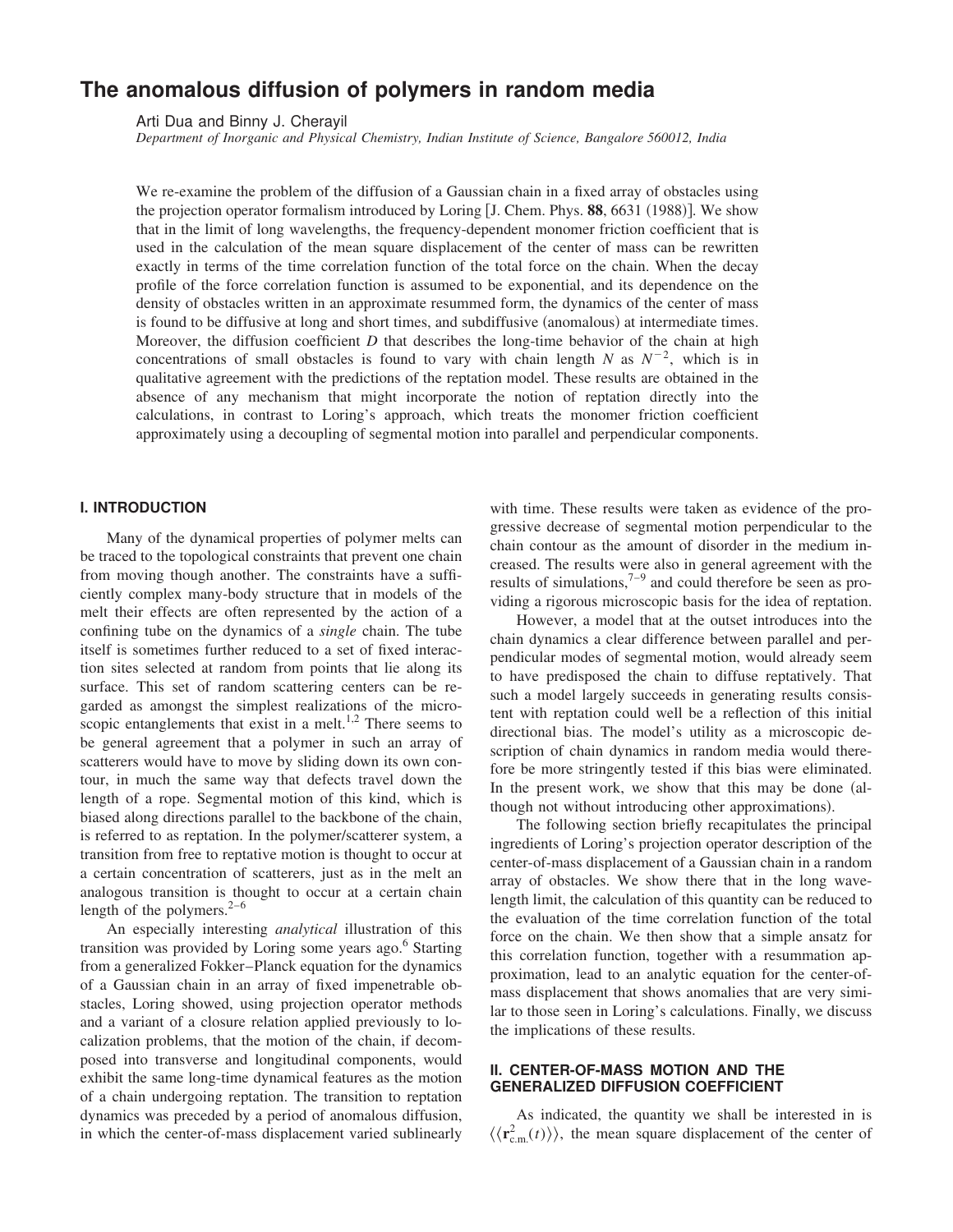# The anomalous diffusion of polymers in random media

Arti Dua and Binny J. Cherayil

*Department of Inorganic and Physical Chemistry, Indian Institute of Science, Bangalore 560012, India*

We re-examine the problem of the diffusion of a Gaussian chain in a fixed array of obstacles using the projection operator formalism introduced by Loring [J. Chem. Phys. **88**, 6631 (1988)]. We show that in the limit of long wavelengths, the frequency-dependent monomer friction coefficient that is used in the calculation of the mean square displacement of the center of mass can be rewritten exactly in terms of the time correlation function of the total force on the chain. When the decay profile of the force correlation function is assumed to be exponential, and its dependence on the density of obstacles written in an approximate resummed form, the dynamics of the center of mass is found to be diffusive at long and short times, and subdiffusive (anomalous) at intermediate times. Moreover, the diffusion coefficient $D$ that describes the long-time behavior of the chain at high concentrations of small obstacles is found to vary with chain length $N$ as $N^{-2}$, which is in qualitative agreement with the predictions of the reptation model. These results are obtained in the absence of any mechanism that might incorporate the notion of reptation directly into the calculations, in contrast to Loring's approach, which treats the monomer friction coefficient approximately using a decoupling of segmental motion into parallel and perpendicular components.

## I. INTRODUCTION

Many of the dynamical properties of polymer melts can be traced to the topological constraints that prevent one chain from moving though another. The constraints have a sufficiently complex many-body structure that in models of the melt their effects are often represented by the action of a confining tube on the dynamics of a *single* chain. The tube itself is sometimes further reduced to a set of fixed interaction sites selected at random from points that lie along its surface. This set of random scattering centers can be regarded as amongst the simplest realizations of the microscopic entanglements that exist in a melt.[1,2] There seems to be general agreement that a polymer in such an array of scatterers would have to move by sliding down its own contour, in much the same way that defects travel down the length of a rope. Segmental motion of this kind, which is biased along directions parallel to the backbone of the chain, is referred to as reptation. In the polymer/scatterer system, a transition from free to reptative motion is thought to occur at a certain concentration of scatterers, just as in the melt an analogous transition is thought to occur at a certain chain length of the polymers.[2–6]

An especially interesting *analytical* illustration of this transition was provided by Loring some years ago.[6] Starting from a generalized Fokker–Planck equation for the dynamics of a Gaussian chain in an array of fixed impenetrable obstacles, Loring showed, using projection operator methods and a variant of a closure relation applied previously to localization problems, that the motion of the chain, if decomposed into transverse and longitudinal components, would exhibit the same long-time dynamical features as the motion of a chain undergoing reptation. The transition to reptation dynamics was preceded by a period of anomalous diffusion, in which the center-of-mass displacement varied sublinearly with time. These results were taken as evidence of the progressive decrease of segmental motion perpendicular to the chain contour as the amount of disorder in the medium increased. The results were also in general agreement with the results of simulations,[7–9] and could therefore be seen as providing a rigorous microscopic basis for the idea of reptation.

However, a model that at the outset introduces into the chain dynamics a clear difference between parallel and perpendicular modes of segmental motion, would already seem to have predisposed the chain to diffuse reptatively. That such a model largely succeeds in generating results consistent with reptation could well be a reflection of this initial directional bias. The model's utility as a microscopic description of chain dynamics in random media would therefore be more stringently tested if this bias were eliminated. In the present work, we show that this may be done (although not without introducing other approximations).

The following section briefly recapitulates the principal ingredients of Loring's projection operator description of the center-of-mass displacement of a Gaussian chain in a random array of obstacles. We show there that in the long wavelength limit, the calculation of this quantity can be reduced to the evaluation of the time correlation function of the total force on the chain. We then show that a simple ansatz for this correlation function, together with a resummation approximation, lead to an analytic equation for the center-of-mass displacement that shows anomalies that are very similar to those seen in Loring's calculations. Finally, we discuss the implications of these results.

## II. CENTER-OF-MASS MOTION AND THE GENERALIZED DIFFUSION COEFFICIENT

As indicated, the quantity we shall be interested in is $\langle\langle \mathbf{r}^2_{\text{c.m.}}(t)\rangle\rangle$, the mean square displacement of the center of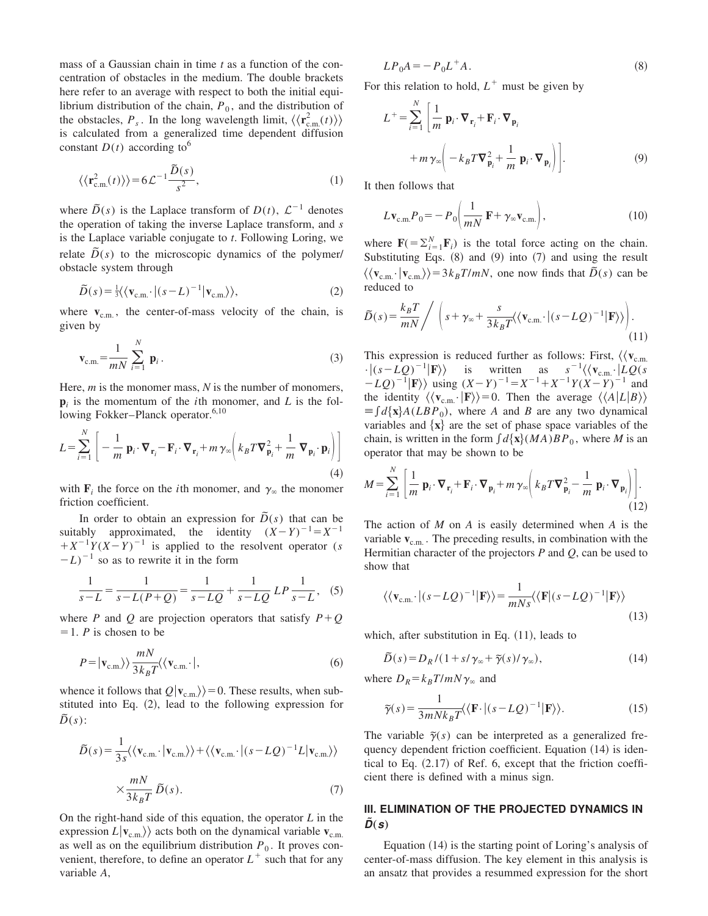mass of a Gaussian chain in time $t$ as a function of the concentration of obstacles in the medium. The double brackets here refer to an average with respect to both the initial equilibrium distribution of the chain, $P_0$, and the distribution of the obstacles, $P_s$. In the long wavelength limit, $\langle\langle \mathbf{r}_{\text{c.m.}}^2(t)\rangle\rangle$ is calculated from a generalized time dependent diffusion constant $D(t)$ according to[6]

$$\langle\langle \mathbf{r}_{\text{c.m.}}^2(t)\rangle\rangle = 6\mathcal{L}^{-1}\frac{\tilde{D}(s)}{s^2}, \tag{1}$$

where $\tilde{D}(s)$ is the Laplace transform of $D(t)$, $\mathcal{L}^{-1}$ denotes the operation of taking the inverse Laplace transform, and $s$ is the Laplace variable conjugate to $t$. Following Loring, we relate $\tilde{D}(s)$ to the microscopic dynamics of the polymer/obstacle system through

$$\tilde{D}(s) = \tfrac{1}{3}\langle\langle \mathbf{v}_{\text{c.m.}}\cdot|(s-L)^{-1}|\mathbf{v}_{\text{c.m.}}\rangle\rangle, \tag{2}$$

where $\mathbf{v}_{\text{c.m.}}$, the center-of-mass velocity of the chain, is given by

$$\mathbf{v}_{\text{c.m.}} = \frac{1}{mN}\sum_{i=1}^{N}\mathbf{p}_i. \tag{3}$$

Here, $m$ is the monomer mass, $N$ is the number of monomers, $\mathbf{p}_i$ is the momentum of the $i$th monomer, and $L$ is the following Fokker–Planck operator.[6,10]

$$L = \sum_{i=1}^{N}\left[-\frac{1}{m}\mathbf{p}_i\cdot\nabla_{\mathbf{r}_i} - \mathbf{F}_i\cdot\nabla_{\mathbf{r}_i} + m\gamma_\infty\left(k_BT\nabla_{\mathbf{p}_i}^2 + \frac{1}{m}\nabla_{\mathbf{p}_i}\cdot\mathbf{p}_i\right)\right] \tag{4}$$

with $\mathbf{F}_i$ the force on the $i$th monomer, and $\gamma_\infty$ the monomer friction coefficient.

In order to obtain an expression for $\tilde{D}(s)$ that can be suitably approximated, the identity $(X-Y)^{-1} = X^{-1} + X^{-1}Y(X-Y)^{-1}$ is applied to the resolvent operator $(s-L)^{-1}$ so as to rewrite it in the form

$$\frac{1}{s-L} = \frac{1}{s-L(P+Q)} = \frac{1}{s-LQ} + \frac{1}{s-LQ}LP\frac{1}{s-L}, \tag{5}$$

where $P$ and $Q$ are projection operators that satisfy $P+Q=1$. $P$ is chosen to be

$$P = |\mathbf{v}_{\text{c.m.}}\rangle\rangle\frac{mN}{3k_BT}\langle\langle \mathbf{v}_{\text{c.m.}}\cdot|, \tag{6}$$

whence it follows that $Q|\mathbf{v}_{\text{c.m.}}\rangle\rangle = 0$. These results, when substituted into Eq. (2), lead to the following expression for $\tilde{D}(s)$:

$$\tilde{D}(s) = \frac{1}{3s}\langle\langle \mathbf{v}_{\text{c.m.}}\cdot|\mathbf{v}_{\text{c.m.}}\rangle\rangle + \langle\langle \mathbf{v}_{\text{c.m.}}\cdot|(s-LQ)^{-1}L|\mathbf{v}_{\text{c.m.}}\rangle\rangle \times\frac{mN}{3k_BT}\tilde{D}(s). \tag{7}$$

On the right-hand side of this equation, the operator $L$ in the expression $L|\mathbf{v}_{\text{c.m.}}\rangle\rangle$ acts both on the dynamical variable $\mathbf{v}_{\text{c.m.}}$ as well as on the equilibrium distribution $P_0$. It proves convenient, therefore, to define an operator $L^+$ such that for any variable $A$,

$$LP_0A = -P_0L^+A. \tag{8}$$

For this relation to hold, $L^+$ must be given by

$$L^+ = \sum_{i=1}^{N}\left[\frac{1}{m}\mathbf{p}_i\cdot\nabla_{\mathbf{r}_i} + \mathbf{F}_i\cdot\nabla_{\mathbf{p}_i} + m\gamma_\infty\left(-k_BT\nabla_{\mathbf{p}_i}^2 + \frac{1}{m}\mathbf{p}_i\cdot\nabla_{\mathbf{p}_i}\right)\right]. \tag{9}$$

It then follows that

$$L\mathbf{v}_{\text{c.m.}}P_0 = -P_0\left(\frac{1}{mN}\mathbf{F} + \gamma_\infty\mathbf{v}_{\text{c.m.}}\right), \tag{10}$$

where $\mathbf{F}(=\Sigma_{i=1}^{N}\mathbf{F}_i)$ is the total force acting on the chain. Substituting Eqs. (8) and (9) into (7) and using the result $\langle\langle \mathbf{v}_{\text{c.m.}}\cdot|\mathbf{v}_{\text{c.m.}}\rangle\rangle = 3k_BT/mN$, one now finds that $\tilde{D}(s)$ can be reduced to

$$\tilde{D}(s) = \frac{k_BT}{mN}\bigg/\left(s + \gamma_\infty + \frac{s}{3k_BT}\langle\langle \mathbf{v}_{\text{c.m.}}\cdot|(s-LQ)^{-1}|\mathbf{F}\rangle\rangle\right). \tag{11}$$

This expression is reduced further as follows: First, $\langle\langle \mathbf{v}_{\text{c.m.}}\cdot|(s-LQ)^{-1}|\mathbf{F}\rangle\rangle$ is written as $s^{-1}\langle\langle \mathbf{v}_{\text{c.m.}}\cdot|LQ(s-LQ)^{-1}|\mathbf{F}\rangle\rangle$ using $(X-Y)^{-1} = X^{-1} + X^{-1}Y(X-Y)^{-1}$ and the identity $\langle\langle \mathbf{v}_{\text{c.m.}}\cdot|\mathbf{F}\rangle\rangle = 0$. Then the average $\langle\langle A|L|B\rangle\rangle \equiv \int d\{\mathbf{x}\}A(LBP_0)$, where $A$ and $B$ are any two dynamical variables and $\{\mathbf{x}\}$ are the set of phase space variables of the chain, is written in the form $\int d\{\mathbf{x}\}(MA)BP_0$, where $M$ is an operator that may be shown to be

$$M = \sum_{i=1}^{N}\left[\frac{1}{m}\mathbf{p}_i\cdot\nabla_{\mathbf{r}_i} + \mathbf{F}_i\cdot\nabla_{\mathbf{p}_i} + m\gamma_\infty\left(k_BT\nabla_{\mathbf{p}_i}^2 - \frac{1}{m}\mathbf{p}_i\cdot\nabla_{\mathbf{p}_i}\right)\right]. \tag{12}$$

The action of $M$ on $A$ is easily determined when $A$ is the variable $\mathbf{v}_{\text{c.m.}}$. The preceding results, in combination with the Hermitian character of the projectors $P$ and $Q$, can be used to show that

$$\langle\langle \mathbf{v}_{\text{c.m.}}\cdot|(s-LQ)^{-1}|\mathbf{F}\rangle\rangle = \frac{1}{mNs}\langle\langle \mathbf{F}|(s-LQ)^{-1}|\mathbf{F}\rangle\rangle \tag{13}$$

which, after substitution in Eq. (11), leads to

$$\tilde{D}(s) = D_R/(1 + s/\gamma_\infty + \tilde{\gamma}(s)/\gamma_\infty), \tag{14}$$

where $D_R = k_BT/mN\gamma_\infty$ and

$$\tilde{\gamma}(s) = \frac{1}{3mNk_BT}\langle\langle \mathbf{F}\cdot|(s-LQ)^{-1}|\mathbf{F}\rangle\rangle. \tag{15}$$

The variable $\tilde{\gamma}(s)$ can be interpreted as a generalized frequency dependent friction coefficient. Equation (14) is identical to Eq. (2.17) of Ref. 6, except that the friction coefficient there is defined with a minus sign.

## III. ELIMINATION OF THE PROJECTED DYNAMICS IN $\tilde{D}(s)$

Equation (14) is the starting point of Loring's analysis of center-of-mass diffusion. The key element in this analysis is an ansatz that provides a resummed expression for the short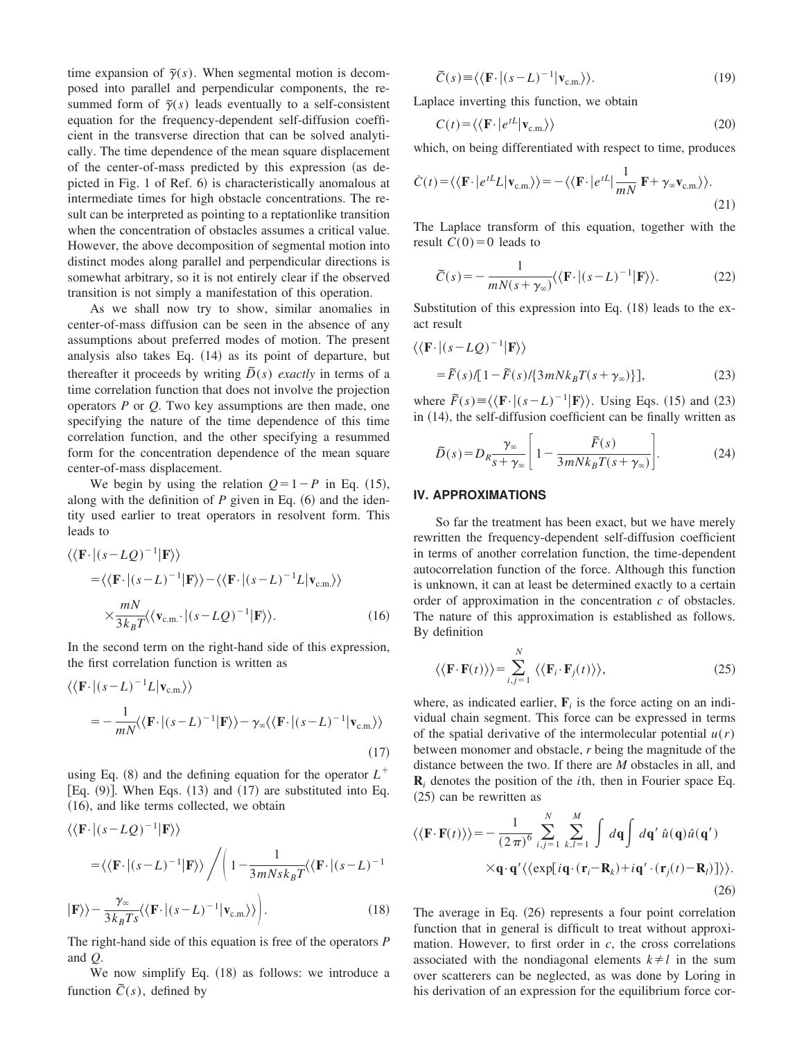time expansion of $\tilde{\gamma}(s)$. When segmental motion is decomposed into parallel and perpendicular components, the resummed form of $\tilde{\gamma}(s)$ leads eventually to a self-consistent equation for the frequency-dependent self-diffusion coefficient in the transverse direction that can be solved analytically. The time dependence of the mean square displacement of the center-of-mass predicted by this expression (as depicted in Fig. 1 of Ref. 6) is characteristically anomalous at intermediate times for high obstacle concentrations. The result can be interpreted as pointing to a reptationlike transition when the concentration of obstacles assumes a critical value. However, the above decomposition of segmental motion into distinct modes along parallel and perpendicular directions is somewhat arbitrary, so it is not entirely clear if the observed transition is not simply a manifestation of this operation.

As we shall now try to show, similar anomalies in center-of-mass diffusion can be seen in the absence of any assumptions about preferred modes of motion. The present analysis also takes Eq. (14) as its point of departure, but thereafter it proceeds by writing $\tilde{D}(s)$ *exactly* in terms of a time correlation function that does not involve the projection operators $P$ or $Q$. Two key assumptions are then made, one specifying the nature of the time dependence of this time correlation function, and the other specifying a resummed form for the concentration dependence of the mean square center-of-mass displacement.

We begin by using the relation $Q=1-P$ in Eq. (15), along with the definition of $P$ given in Eq. (6) and the identity used earlier to treat operators in resolvent form. This leads to

$$\begin{aligned}\langle\langle \mathbf{F}\cdot|(s-LQ)^{-1}|\mathbf{F}\rangle\rangle &= \langle\langle \mathbf{F}\cdot|(s-L)^{-1}|\mathbf{F}\rangle\rangle - \langle\langle \mathbf{F}\cdot|(s-L)^{-1}L|\mathbf{v}_{\text{c.m.}}\rangle\rangle \\ &\quad\times \frac{mN}{3k_BT}\langle\langle \mathbf{v}_{\text{c.m.}}\cdot|(s-LQ)^{-1}|\mathbf{F}\rangle\rangle. \end{aligned} \tag{16}$$

In the second term on the right-hand side of this expression, the first correlation function is written as

$$\begin{aligned}\langle\langle \mathbf{F}\cdot|(s-L)^{-1}L|\mathbf{v}_{\text{c.m.}}\rangle\rangle &= -\frac{1}{mN}\langle\langle \mathbf{F}\cdot|(s-L)^{-1}|\mathbf{F}\rangle\rangle - \gamma_\infty\langle\langle \mathbf{F}\cdot|(s-L)^{-1}|\mathbf{v}_{\text{c.m.}}\rangle\rangle\end{aligned} \tag{17}$$

using Eq. (8) and the defining equation for the operator $L^+$ [Eq. (9)]. When Eqs. (13) and (17) are substituted into Eq. (16), and like terms collected, we obtain

$$\begin{aligned}\langle\langle \mathbf{F}\cdot|(s-LQ)^{-1}|\mathbf{F}\rangle\rangle &= \langle\langle \mathbf{F}\cdot|(s-L)^{-1}|\mathbf{F}\rangle\rangle \Bigg/ \Bigg(1-\frac{1}{3mNsk_BT}\langle\langle \mathbf{F}\cdot|(s-L)^{-1} \\ &\quad |\mathbf{F}\rangle\rangle - \frac{\gamma_\infty}{3k_BTs}\langle\langle \mathbf{F}\cdot|(s-L)^{-1}|\mathbf{v}_{\text{c.m.}}\rangle\rangle\Bigg).\end{aligned} \tag{18}$$

The right-hand side of this equation is free of the operators $P$ and $Q$.

We now simplify Eq. (18) as follows: we introduce a function $\tilde{C}(s)$, defined by

$$\tilde{C}(s) \equiv \langle\langle \mathbf{F}\cdot|(s-L)^{-1}|\mathbf{v}_{\text{c.m.}}\rangle\rangle. \tag{19}$$

Laplace inverting this function, we obtain

$$C(t) = \langle\langle \mathbf{F}\cdot|e^{tL}|\mathbf{v}_{\text{c.m.}}\rangle\rangle \tag{20}$$

which, on being differentiated with respect to time, produces

$$\dot{C}(t) = \langle\langle \mathbf{F}\cdot|e^{tL}L|\mathbf{v}_{\text{c.m.}}\rangle\rangle = -\langle\langle \mathbf{F}\cdot|e^{tL}|\frac{1}{mN}\mathbf{F}+\gamma_\infty\mathbf{v}_{\text{c.m.}}\rangle\rangle. \tag{21}$$

The Laplace transform of this equation, together with the result $C(0)=0$ leads to

$$\tilde{C}(s) = -\frac{1}{mN(s+\gamma_\infty)}\langle\langle \mathbf{F}\cdot|(s-L)^{-1}|\mathbf{F}\rangle\rangle. \tag{22}$$

Substitution of this expression into Eq. (18) leads to the exact result

$$\begin{aligned}\langle\langle \mathbf{F}\cdot|(s-LQ)^{-1}|\mathbf{F}\rangle\rangle &= \tilde{F}(s)/[1-\tilde{F}(s)/\{3mNk_BT(s+\gamma_\infty)\}],\end{aligned} \tag{23}$$

where $\tilde{F}(s)\equiv\langle\langle \mathbf{F}\cdot|(s-L)^{-1}|\mathbf{F}\rangle\rangle$. Using Eqs. (15) and (23) in (14), the self-diffusion coefficient can be finally written as

$$\tilde{D}(s) = D_R\frac{\gamma_\infty}{s+\gamma_\infty}\left[1-\frac{\tilde{F}(s)}{3mNk_BT(s+\gamma_\infty)}\right]. \tag{24}$$

## IV. APPROXIMATIONS

So far the treatment has been exact, but we have merely rewritten the frequency-dependent self-diffusion coefficient in terms of another correlation function, the time-dependent autocorrelation function of the force. Although this function is unknown, it can at least be determined exactly to a certain order of approximation in the concentration $c$ of obstacles. The nature of this approximation is established as follows. By definition

$$\langle\langle \mathbf{F}\cdot\mathbf{F}(t)\rangle\rangle = \sum_{i,j=1}^{N}\langle\langle \mathbf{F}_i\cdot\mathbf{F}_j(t)\rangle\rangle, \tag{25}$$

where, as indicated earlier, $\mathbf{F}_i$ is the force acting on an individual chain segment. This force can be expressed in terms of the spatial derivative of the intermolecular potential $u(r)$ between monomer and obstacle, $r$ being the magnitude of the distance between the two. If there are $M$ obstacles in all, and $\mathbf{R}_i$ denotes the position of the $i$th, then in Fourier space Eq. (25) can be rewritten as

$$\begin{aligned}\langle\langle \mathbf{F}\cdot\mathbf{F}(t)\rangle\rangle &= -\frac{1}{(2\pi)^6}\sum_{i,j=1}^{N}\sum_{k,l=1}^{M}\int d\mathbf{q}\int d\mathbf{q}'\,\hat{u}(\mathbf{q})\hat{u}(\mathbf{q}') \\ &\quad\times \mathbf{q}\cdot\mathbf{q}'\langle\langle \exp[i\mathbf{q}\cdot(\mathbf{r}_i-\mathbf{R}_k)+i\mathbf{q}'\cdot(\mathbf{r}_j(t)-\mathbf{R}_l)]\rangle\rangle.\end{aligned} \tag{26}$$

The average in Eq. (26) represents a four point correlation function that in general is difficult to treat without approximation. However, to first order in $c$, the cross correlations associated with the nondiagonal elements $k\neq l$ in the sum over scatterers can be neglected, as was done by Loring in his derivation of an expression for the equilibrium force cor-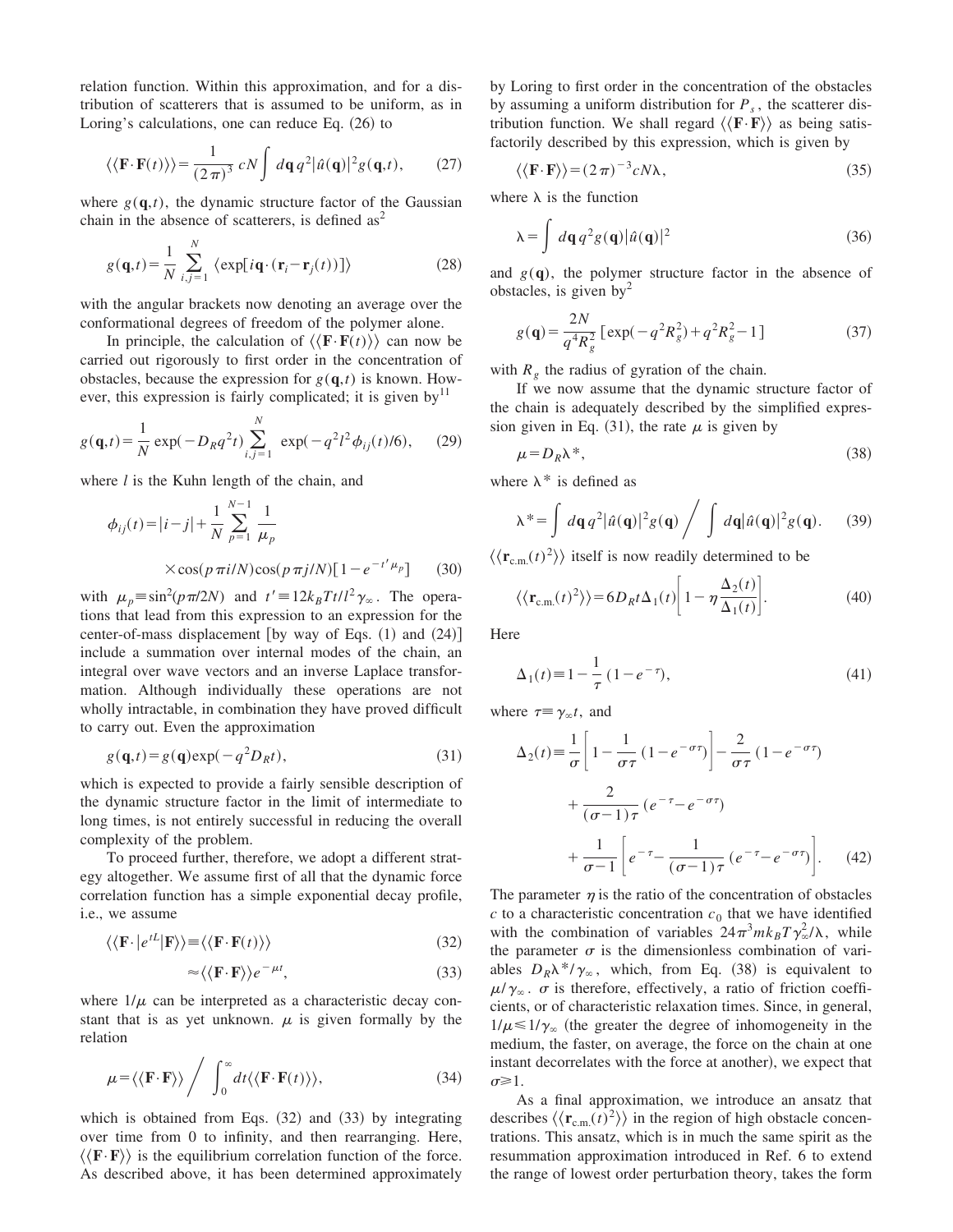relation function. Within this approximation, and for a distribution of scatterers that is assumed to be uniform, as in Loring's calculations, one can reduce Eq. (26) to

$$\langle\langle \mathbf{F}\cdot\mathbf{F}(t)\rangle\rangle = \frac{1}{(2\pi)^3}\, cN \int d\mathbf{q}\, q^2 |\hat{u}(\mathbf{q})|^2 g(\mathbf{q},t), \tag{27}$$

where $g(\mathbf{q},t)$, the dynamic structure factor of the Gaussian chain in the absence of scatterers, is defined as[2]

$$g(\mathbf{q},t) = \frac{1}{N}\sum_{i,j=1}^{N} \langle \exp[i\mathbf{q}\cdot(\mathbf{r}_i - \mathbf{r}_j(t))]\rangle \tag{28}$$

with the angular brackets now denoting an average over the conformational degrees of freedom of the polymer alone.

In principle, the calculation of $\langle\langle \mathbf{F}\cdot\mathbf{F}(t)\rangle\rangle$ can now be carried out rigorously to first order in the concentration of obstacles, because the expression for $g(\mathbf{q},t)$ is known. However, this expression is fairly complicated; it is given by[11]

$$g(\mathbf{q},t) = \frac{1}{N}\exp(-D_R q^2 t)\sum_{i,j=1}^{N} \exp(-q^2 l^2 \phi_{ij}(t)/6), \tag{29}$$

where $l$ is the Kuhn length of the chain, and

$$\phi_{ij}(t) = |i-j| + \frac{1}{N}\sum_{p=1}^{N-1}\frac{1}{\mu_p} \times \cos(p\pi i/N)\cos(p\pi j/N)[1-e^{-t'\mu_p}] \tag{30}$$

with $\mu_p \equiv \sin^2(p\pi/2N)$ and $t' \equiv 12 k_B T t/l^2 \gamma_\infty$. The operations that lead from this expression to an expression for the center-of-mass displacement [by way of Eqs. (1) and (24)] include a summation over internal modes of the chain, an integral over wave vectors and an inverse Laplace transformation. Although individually these operations are not wholly intractable, in combination they have proved difficult to carry out. Even the approximation

$$g(\mathbf{q},t) = g(\mathbf{q})\exp(-q^2 D_R t), \tag{31}$$

which is expected to provide a fairly sensible description of the dynamic structure factor in the limit of intermediate to long times, is not entirely successful in reducing the overall complexity of the problem.

To proceed further, therefore, we adopt a different strategy altogether. We assume first of all that the dynamic force correlation function has a simple exponential decay profile, i.e., we assume

$$\langle\langle \mathbf{F}\cdot|e^{tL}|\mathbf{F}\rangle\rangle \equiv \langle\langle \mathbf{F}\cdot\mathbf{F}(t)\rangle\rangle \tag{32}$$

$$\approx \langle\langle \mathbf{F}\cdot\mathbf{F}\rangle\rangle e^{-\mu t}, \tag{33}$$

where $1/\mu$ can be interpreted as a characteristic decay constant that is as yet unknown. $\mu$ is given formally by the relation

$$\mu = \langle\langle \mathbf{F}\cdot\mathbf{F}\rangle\rangle \Big/ \int_0^\infty dt \langle\langle \mathbf{F}\cdot\mathbf{F}(t)\rangle\rangle, \tag{34}$$

which is obtained from Eqs. (32) and (33) by integrating over time from 0 to infinity, and then rearranging. Here, $\langle\langle \mathbf{F}\cdot\mathbf{F}\rangle\rangle$ is the equilibrium correlation function of the force. As described above, it has been determined approximately by Loring to first order in the concentration of the obstacles by assuming a uniform distribution for $P_s$, the scatterer distribution function. We shall regard $\langle\langle \mathbf{F}\cdot\mathbf{F}\rangle\rangle$ as being satisfactorily described by this expression, which is given by

$$\langle\langle \mathbf{F}\cdot\mathbf{F}\rangle\rangle = (2\pi)^{-3} cN\lambda, \tag{35}$$

where $\lambda$ is the function

$$\lambda = \int d\mathbf{q}\, q^2 g(\mathbf{q})|\hat{u}(\mathbf{q})|^2 \tag{36}$$

and $g(\mathbf{q})$, the polymer structure factor in the absence of obstacles, is given by[2]

$$g(\mathbf{q}) = \frac{2N}{q^4 R_g^2}[\exp(-q^2 R_g^2) + q^2 R_g^2 - 1] \tag{37}$$

with $R_g$ the radius of gyration of the chain.

If we now assume that the dynamic structure factor of the chain is adequately described by the simplified expression given in Eq. (31), the rate $\mu$ is given by

$$\mu = D_R \lambda^*, \tag{38}$$

where $\lambda^*$ is defined as

$$\lambda^* = \int d\mathbf{q}\, q^2 |\hat{u}(\mathbf{q})|^2 g(\mathbf{q}) \Big/ \int d\mathbf{q} |\hat{u}(\mathbf{q})|^2 g(\mathbf{q}). \tag{39}$$

$\langle\langle \mathbf{r}_{\mathrm{c.m.}}(t)^2\rangle\rangle$ itself is now readily determined to be

$$\langle\langle \mathbf{r}_{\mathrm{c.m.}}(t)^2\rangle\rangle = 6 D_R t \Delta_1(t)\left[1 - \eta\frac{\Delta_2(t)}{\Delta_1(t)}\right]. \tag{40}$$

Here

$$\Delta_1(t) \equiv 1 - \frac{1}{\tau}(1-e^{-\tau}), \tag{41}$$

where $\tau \equiv \gamma_\infty t$, and

$$\begin{aligned}\Delta_2(t) \equiv{}& \frac{1}{\sigma}\left[1 - \frac{1}{\sigma\tau}(1-e^{-\sigma\tau})\right] - \frac{2}{\sigma\tau}(1-e^{-\sigma\tau}) \\ &+ \frac{2}{(\sigma-1)\tau}(e^{-\tau}-e^{-\sigma\tau}) \\ &+ \frac{1}{\sigma-1}\left[e^{-\tau} - \frac{1}{(\sigma-1)\tau}(e^{-\tau}-e^{-\sigma\tau})\right].\end{aligned} \tag{42}$$

The parameter $\eta$ is the ratio of the concentration of obstacles $c$ to a characteristic concentration $c_0$ that we have identified with the combination of variables $24\pi^3 m k_B T \gamma_\infty^2/\lambda$, while the parameter $\sigma$ is the dimensionless combination of variables $D_R\lambda^*/\gamma_\infty$, which, from Eq. (38) is equivalent to $\mu/\gamma_\infty$. $\sigma$ is therefore, effectively, a ratio of friction coefficients, or of characteristic relaxation times. Since, in general, $1/\mu \leqslant 1/\gamma_\infty$ (the greater the degree of inhomogeneity in the medium, the faster, on average, the force on the chain at one instant decorrelates with the force at another), we expect that $\sigma \geqslant 1$.

As a final approximation, we introduce an ansatz that describes $\langle\langle \mathbf{r}_{\mathrm{c.m.}}(t)^2\rangle\rangle$ in the region of high obstacle concentrations. This ansatz, which is in much the same spirit as the resummation approximation introduced in Ref. 6 to extend the range of lowest order perturbation theory, takes the form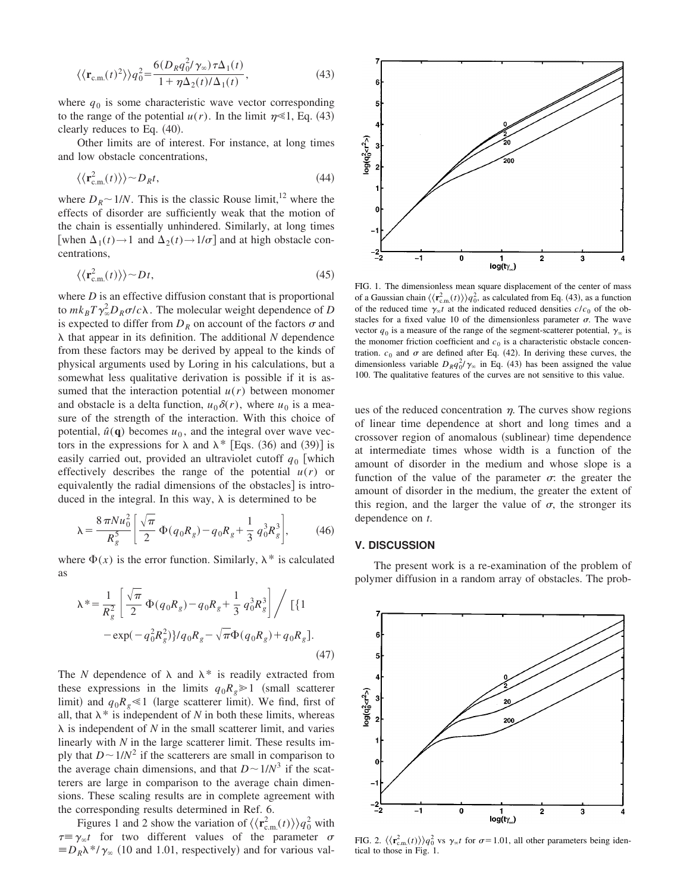$$\langle\langle \mathbf{r}_{\text{c.m.}}(t)^2\rangle\rangle q_0^2 = \frac{6(D_R q_0^2/\gamma_\infty)\tau\Delta_1(t)}{1+\eta\Delta_2(t)/\Delta_1(t)}, \tag{43}$$

where $q_0$ is some characteristic wave vector corresponding to the range of the potential $u(r)$. In the limit $\eta \ll 1$, Eq. (43) clearly reduces to Eq. (40).

Other limits are of interest. For instance, at long times and low obstacle concentrations,

$$\langle\langle \mathbf{r}_{\text{c.m.}}^2(t)\rangle\rangle \sim D_R t, \tag{44}$$

where $D_R \sim 1/N$. This is the classic Rouse limit,[12] where the effects of disorder are sufficiently weak that the motion of the chain is essentially unhindered. Similarly, at long times [when $\Delta_1(t) \to 1$ and $\Delta_2(t) \to 1/\sigma$] and at high obstacle concentrations,

$$\langle\langle \mathbf{r}_{\text{c.m.}}^2(t)\rangle\rangle \sim D t, \tag{45}$$

where $D$ is an effective diffusion constant that is proportional to $mk_BT\gamma_\infty^2 D_R \sigma/c\lambda$. The molecular weight dependence of $D$ is expected to differ from $D_R$ on account of the factors $\sigma$ and $\lambda$ that appear in its definition. The additional $N$ dependence from these factors may be derived by appeal to the kinds of physical arguments used by Loring in his calculations, but a somewhat less qualitative derivation is possible if it is assumed that the interaction potential $u(r)$ between monomer and obstacle is a delta function, $u_0\delta(r)$, where $u_0$ is a measure of the strength of the interaction. With this choice of potential, $\hat{u}(\mathbf{q})$ becomes $u_0$, and the integral over wave vectors in the expressions for $\lambda$ and $\lambda^*$ [Eqs. (36) and (39)] is easily carried out, provided an ultraviolet cutoff $q_0$ [which effectively describes the range of the potential $u(r)$ or equivalently the radial dimensions of the obstacles] is introduced in the integral. In this way, $\lambda$ is determined to be

$$\lambda = \frac{8\pi N u_0^2}{R_g^5}\left[\frac{\sqrt{\pi}}{2}\,\Phi(q_0R_g) - q_0R_g + \frac{1}{3}\,q_0^3R_g^3\right], \tag{46}$$

where $\Phi(x)$ is the error function. Similarly, $\lambda^*$ is calculated as

$$\lambda^* = \frac{1}{R_g^2}\left[\frac{\sqrt{\pi}}{2}\,\Phi(q_0R_g) - q_0R_g + \frac{1}{3}\,q_0^3R_g^3\right] \Bigg/ [\{1 - \exp(-q_0^2R_g^2)\}/q_0R_g - \sqrt{\pi}\Phi(q_0R_g) + q_0R_g]. \tag{47}$$

The $N$ dependence of $\lambda$ and $\lambda^*$ is readily extracted from these expressions in the limits $q_0R_g \gg 1$ (small scatterer limit) and $q_0R_g \ll 1$ (large scatterer limit). We find, first of all, that $\lambda^*$ is independent of $N$ in both these limits, whereas $\lambda$ is independent of $N$ in the small scatterer limit, and varies linearly with $N$ in the large scatterer limit. These results imply that $D \sim 1/N^2$ if the scatterers are small in comparison to the average chain dimensions, and that $D \sim 1/N^3$ if the scatterers are large in comparison to the average chain dimensions. These scaling results are in complete agreement with the corresponding results determined in Ref. 6.

Figures 1 and 2 show the variation of $\langle\langle \mathbf{r}_{\text{c.m.}}^2(t)\rangle\rangle q_0^2$ with $\tau \equiv \gamma_\infty t$ for two different values of the parameter $\sigma \equiv D_R\lambda^*/\gamma_\infty$ (10 and 1.01, respectively) and for various values of the reduced concentration $\eta$. The curves show regions of linear time dependence at short and long times and a crossover region of anomalous (sublinear) time dependence at intermediate times whose width is a function of the amount of disorder in the medium and whose slope is a function of the value of the parameter $\sigma$: the greater the amount of disorder in the medium, the greater the extent of this region, and the larger the value of $\sigma$, the stronger its dependence on $t$.

FIG. 1. The dimensionless mean square displacement of the center of mass of a Gaussian chain $\langle\langle \mathbf{r}_{\text{c.m.}}^2(t)\rangle\rangle q_0^2$, as calculated from Eq. (43), as a function of the reduced time $\gamma_\infty t$ at the indicated reduced densities $c/c_0$ of the obstacles for a fixed value 10 of the dimensionless parameter $\sigma$. The wave vector $q_0$ is a measure of the range of the segment-scatterer potential, $\gamma_\infty$ is the monomer friction coefficient and $c_0$ is a characteristic obstacle concentration. $c_0$ and $\sigma$ are defined after Eq. (42). In deriving these curves, the dimensionless variable $D_Rq_0^2/\gamma_\infty$ in Eq. (43) has been assigned the value 100. The qualitative features of the curves are not sensitive to this value.

FIG. 2. $\langle\langle \mathbf{r}_{\text{c.m.}}^2(t)\rangle\rangle q_0^2$ vs $\gamma_\infty t$ for $\sigma = 1.01$, all other parameters being identical to those in Fig. 1.

## V. DISCUSSION

The present work is a re-examination of the problem of polymer diffusion in a random array of obstacles. The prob-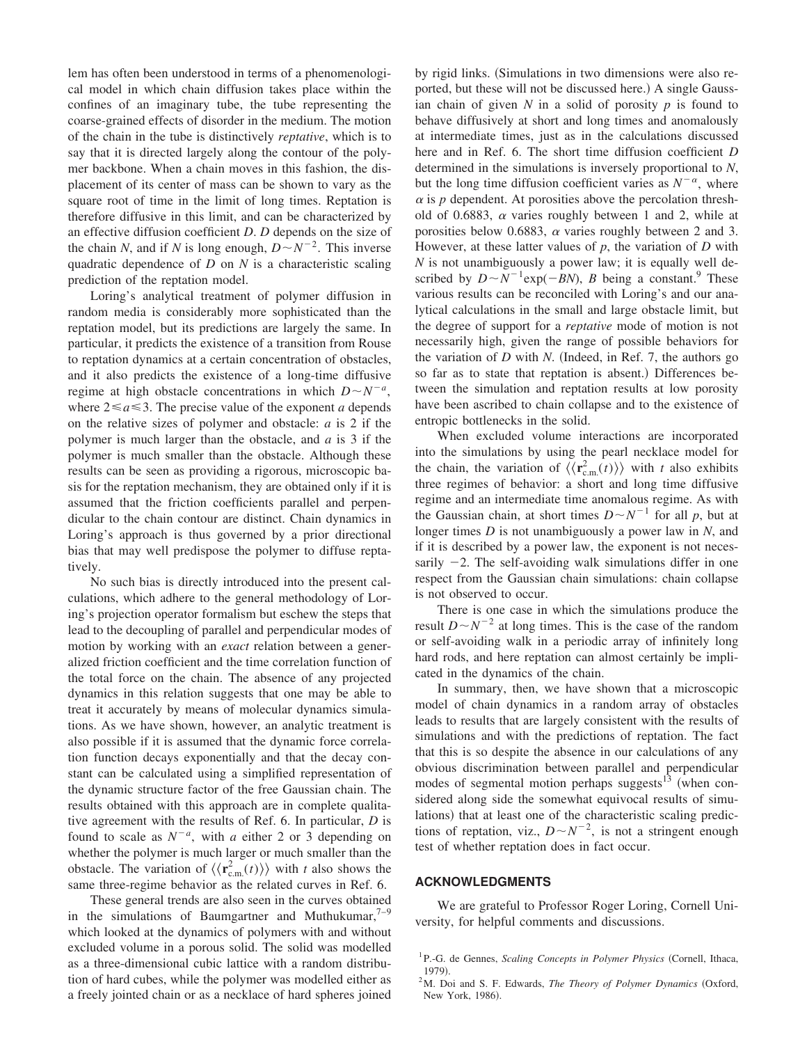lem has often been understood in terms of a phenomenological model in which chain diffusion takes place within the confines of an imaginary tube, the tube representing the coarse-grained effects of disorder in the medium. The motion of the chain in the tube is distinctively *reptative*, which is to say that it is directed largely along the contour of the polymer backbone. When a chain moves in this fashion, the displacement of its center of mass can be shown to vary as the square root of time in the limit of long times. Reptation is therefore diffusive in this limit, and can be characterized by an effective diffusion coefficient $D$. $D$ depends on the size of the chain $N$, and if $N$ is long enough, $D \sim N^{-2}$. This inverse quadratic dependence of $D$ on $N$ is a characteristic scaling prediction of the reptation model.

Loring's analytical treatment of polymer diffusion in random media is considerably more sophisticated than the reptation model, but its predictions are largely the same. In particular, it predicts the existence of a transition from Rouse to reptation dynamics at a certain concentration of obstacles, and it also predicts the existence of a long-time diffusive regime at high obstacle concentrations in which $D \sim N^{-a}$, where $2 \leqslant a \leqslant 3$. The precise value of the exponent $a$ depends on the relative sizes of polymer and obstacle: $a$ is 2 if the polymer is much larger than the obstacle, and $a$ is 3 if the polymer is much smaller than the obstacle. Although these results can be seen as providing a rigorous, microscopic basis for the reptation mechanism, they are obtained only if it is assumed that the friction coefficients parallel and perpendicular to the chain contour are distinct. Chain dynamics in Loring's approach is thus governed by a prior directional bias that may well predispose the polymer to diffuse reptatively.

No such bias is directly introduced into the present calculations, which adhere to the general methodology of Loring's projection operator formalism but eschew the steps that lead to the decoupling of parallel and perpendicular modes of motion by working with an *exact* relation between a generalized friction coefficient and the time correlation function of the total force on the chain. The absence of any projected dynamics in this relation suggests that one may be able to treat it accurately by means of molecular dynamics simulations. As we have shown, however, an analytic treatment is also possible if it is assumed that the dynamic force correlation function decays exponentially and that the decay constant can be calculated using a simplified representation of the dynamic structure factor of the free Gaussian chain. The results obtained with this approach are in complete qualitative agreement with the results of Ref. 6. In particular, $D$ is found to scale as $N^{-a}$, with $a$ either 2 or 3 depending on whether the polymer is much larger or much smaller than the obstacle. The variation of $\langle\langle \mathbf{r}_{\mathrm{c.m.}}^2(t) \rangle\rangle$ with $t$ also shows the same three-regime behavior as the related curves in Ref. 6.

These general trends are also seen in the curves obtained in the simulations of Baumgartner and Muthukumar,[7–9] which looked at the dynamics of polymers with and without excluded volume in a porous solid. The solid was modelled as a three-dimensional cubic lattice with a random distribution of hard cubes, while the polymer was modelled either as a freely jointed chain or as a necklace of hard spheres joined by rigid links. (Simulations in two dimensions were also reported, but these will not be discussed here.) A single Gaussian chain of given $N$ in a solid of porosity $p$ is found to behave diffusively at short and long times and anomalously at intermediate times, just as in the calculations discussed here and in Ref. 6. The short time diffusion coefficient $D$ determined in the simulations is inversely proportional to $N$, but the long time diffusion coefficient varies as $N^{-\alpha}$, where $\alpha$ is $p$ dependent. At porosities above the percolation threshold of 0.6883, $\alpha$ varies roughly between 1 and 2, while at porosities below 0.6883, $\alpha$ varies roughly between 2 and 3. However, at these latter values of $p$, the variation of $D$ with $N$ is not unambiguously a power law; it is equally well described by $D \sim N^{-1}\exp(-BN)$, $B$ being a constant.[9] These various results can be reconciled with Loring's and our analytical calculations in the small and large obstacle limit, but the degree of support for a *reptative* mode of motion is not necessarily high, given the range of possible behaviors for the variation of $D$ with $N$. (Indeed, in Ref. 7, the authors go so far as to state that reptation is absent.) Differences between the simulation and reptation results at low porosity have been ascribed to chain collapse and to the existence of entropic bottlenecks in the solid.

When excluded volume interactions are incorporated into the simulations by using the pearl necklace model for the chain, the variation of $\langle\langle \mathbf{r}_{\mathrm{c.m.}}^2(t) \rangle\rangle$ with $t$ also exhibits three regimes of behavior: a short and long time diffusive regime and an intermediate time anomalous regime. As with the Gaussian chain, at short times $D \sim N^{-1}$ for all $p$, but at longer times $D$ is not unambiguously a power law in $N$, and if it is described by a power law, the exponent is not necessarily $-2$. The self-avoiding walk simulations differ in one respect from the Gaussian chain simulations: chain collapse is not observed to occur.

There is one case in which the simulations produce the result $D \sim N^{-2}$ at long times. This is the case of the random or self-avoiding walk in a periodic array of infinitely long hard rods, and here reptation can almost certainly be implicated in the dynamics of the chain.

In summary, then, we have shown that a microscopic model of chain dynamics in a random array of obstacles leads to results that are largely consistent with the results of simulations and with the predictions of reptation. The fact that this is so despite the absence in our calculations of any obvious discrimination between parallel and perpendicular modes of segmental motion perhaps suggests[13] (when considered along side the somewhat equivocal results of simulations) that at least one of the characteristic scaling predictions of reptation, viz., $D \sim N^{-2}$, is not a stringent enough test of whether reptation does in fact occur.

## ACKNOWLEDGMENTS

We are grateful to Professor Roger Loring, Cornell University, for helpful comments and discussions.

[1] P.-G. de Gennes, *Scaling Concepts in Polymer Physics* (Cornell, Ithaca, 1979).

[2] M. Doi and S. F. Edwards, *The Theory of Polymer Dynamics* (Oxford, New York, 1986).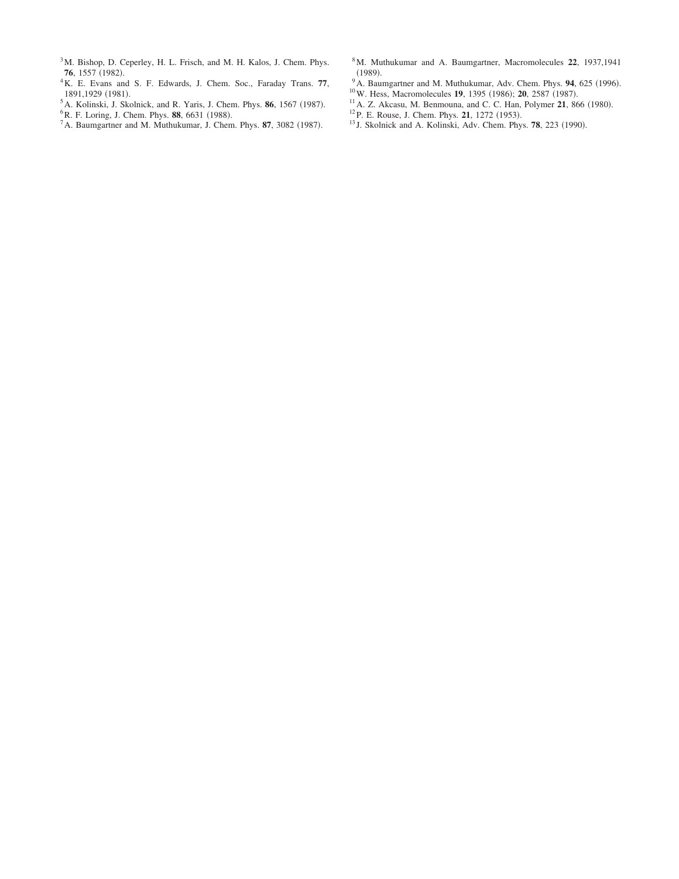[3] M. Bishop, D. Ceperley, H. L. Frisch, and M. H. Kalos, J. Chem. Phys. **76**, 1557 (1982).

[4] K. E. Evans and S. F. Edwards, J. Chem. Soc., Faraday Trans. **77**, 1891,1929 (1981).

[5] A. Kolinski, J. Skolnick, and R. Yaris, J. Chem. Phys. **86**, 1567 (1987).

[6] R. F. Loring, J. Chem. Phys. **88**, 6631 (1988).

[7] A. Baumgartner and M. Muthukumar, J. Chem. Phys. **87**, 3082 (1987).

[8] M. Muthukumar and A. Baumgartner, Macromolecules **22**, 1937,1941 (1989).

[9] A. Baumgartner and M. Muthukumar, Adv. Chem. Phys. **94**, 625 (1996).

[10] W. Hess, Macromolecules **19**, 1395 (1986); **20**, 2587 (1987).

[11] A. Z. Akcasu, M. Benmouna, and C. C. Han, Polymer **21**, 866 (1980).

[12] P. E. Rouse, J. Chem. Phys. **21**, 1272 (1953).

[13] J. Skolnick and A. Kolinski, Adv. Chem. Phys. **78**, 223 (1990).